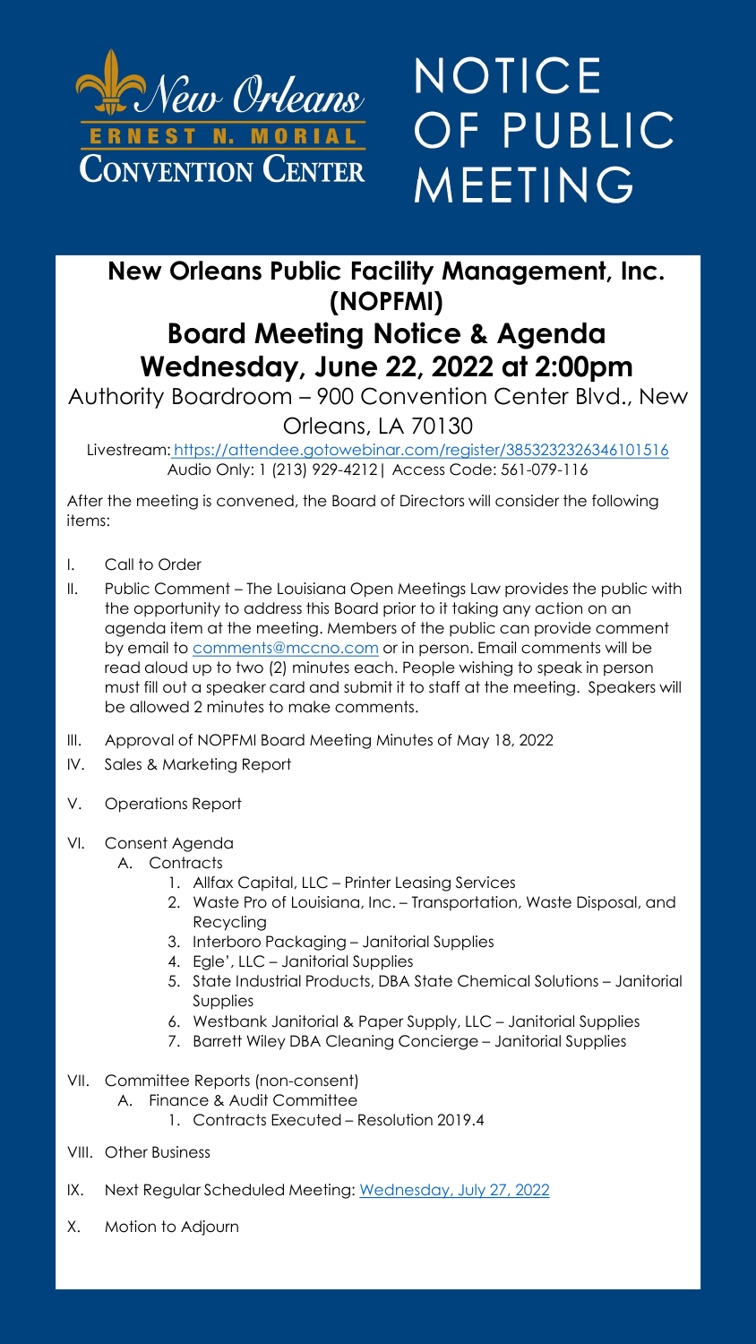New Orleans
ERNEST N. MORIAL
CONVENTION CENTER

# NOTICE OF PUBLIC MEETING

## New Orleans Public Facility Management, Inc. (NOPFMI)

## Board Meeting Notice & Agenda
## Wednesday, June 22, 2022 at 2:00pm

Authority Boardroom – 900 Convention Center Blvd., New Orleans, LA 70130

Livestream: https://attendee.gotowebinar.com/register/3853232326346101516
Audio Only: 1 (213) 929-4212| Access Code: 561-079-116

After the meeting is convened, the Board of Directors will consider the following items:

I. Call to Order

II. Public Comment – The Louisiana Open Meetings Law provides the public with the opportunity to address this Board prior to it taking any action on an agenda item at the meeting. Members of the public can provide comment by email to comments@mccno.com or in person. Email comments will be read aloud up to two (2) minutes each. People wishing to speak in person must fill out a speaker card and submit it to staff at the meeting. Speakers will be allowed 2 minutes to make comments.

III. Approval of NOPFMI Board Meeting Minutes of May 18, 2022

IV. Sales & Marketing Report

V. Operations Report

VI. Consent Agenda
   A. Contracts
      1. Allfax Capital, LLC – Printer Leasing Services
      2. Waste Pro of Louisiana, Inc. – Transportation, Waste Disposal, and Recycling
      3. Interboro Packaging – Janitorial Supplies
      4. Egle', LLC – Janitorial Supplies
      5. State Industrial Products, DBA State Chemical Solutions – Janitorial Supplies
      6. Westbank Janitorial & Paper Supply, LLC – Janitorial Supplies
      7. Barrett Wiley DBA Cleaning Concierge – Janitorial Supplies

VII. Committee Reports (non-consent)
   A. Finance & Audit Committee
      1. Contracts Executed – Resolution 2019.4

VIII. Other Business

IX. Next Regular Scheduled Meeting: Wednesday, July 27, 2022

X. Motion to Adjourn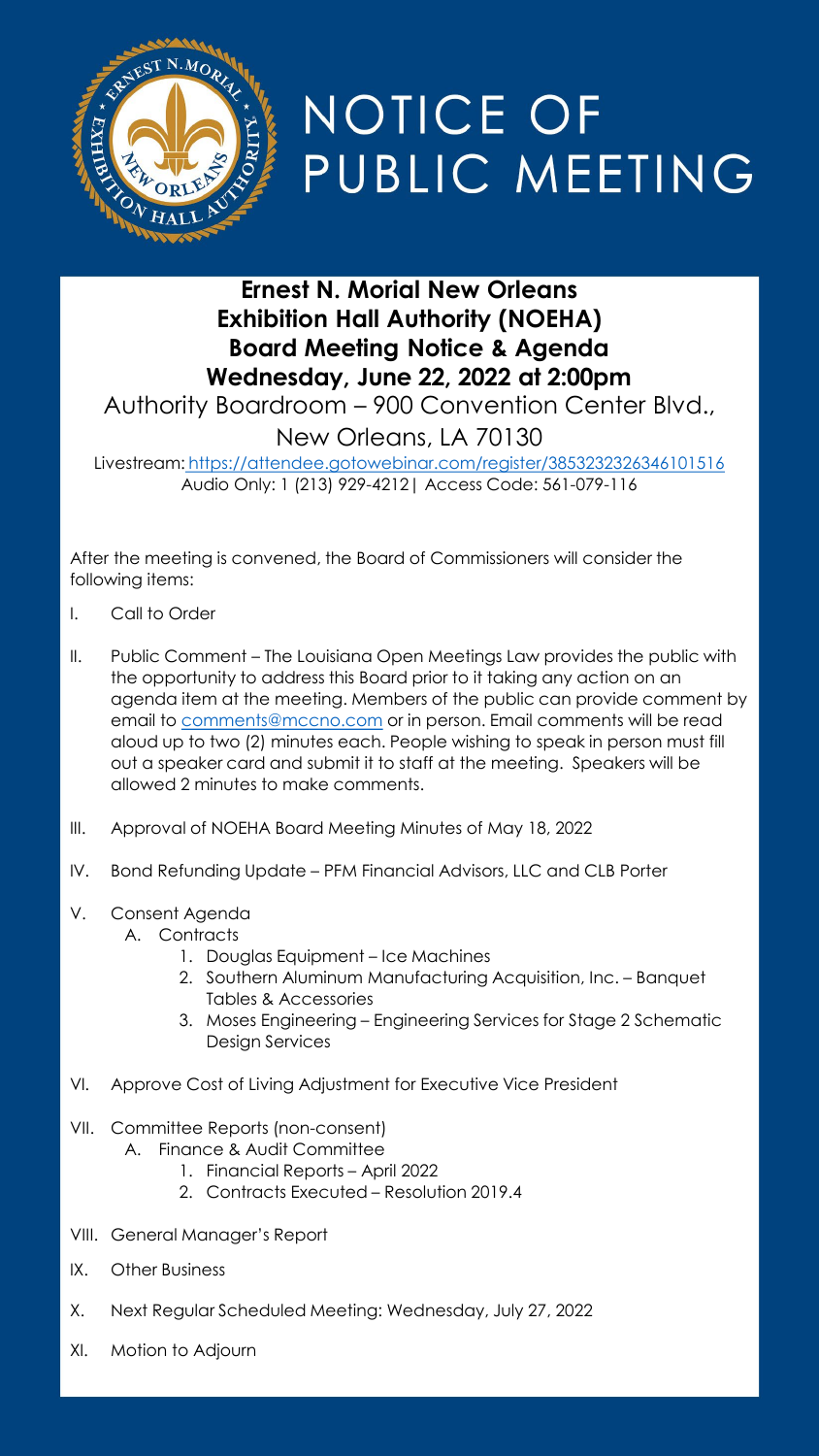# NOTICE OF PUBLIC MEETING

**Ernest N. Morial New Orleans Exhibition Hall Authority (NOEHA) Board Meeting Notice & Agenda**
**Wednesday, June 22, 2022 at 2:00pm**

Authority Boardroom – 900 Convention Center Blvd., New Orleans, LA 70130

Livestream: https://attendee.gotowebinar.com/register/3853232326346101516
Audio Only: 1 (213) 929-4212| Access Code: 561-079-116

After the meeting is convened, the Board of Commissioners will consider the following items:

I. Call to Order

II. Public Comment – The Louisiana Open Meetings Law provides the public with the opportunity to address this Board prior to it taking any action on an agenda item at the meeting. Members of the public can provide comment by email to comments@mccno.com or in person. Email comments will be read aloud up to two (2) minutes each. People wishing to speak in person must fill out a speaker card and submit it to staff at the meeting. Speakers will be allowed 2 minutes to make comments.

III. Approval of NOEHA Board Meeting Minutes of May 18, 2022

IV. Bond Refunding Update – PFM Financial Advisors, LLC and CLB Porter

V. Consent Agenda
   - A. Contracts
      1. Douglas Equipment – Ice Machines
      2. Southern Aluminum Manufacturing Acquisition, Inc. – Banquet Tables & Accessories
      3. Moses Engineering – Engineering Services for Stage 2 Schematic Design Services

VI. Approve Cost of Living Adjustment for Executive Vice President

VII. Committee Reports (non-consent)
   - A. Finance & Audit Committee
      1. Financial Reports – April 2022
      2. Contracts Executed – Resolution 2019.4

VIII. General Manager's Report

IX. Other Business

X. Next Regular Scheduled Meeting: Wednesday, July 27, 2022

XI. Motion to Adjourn